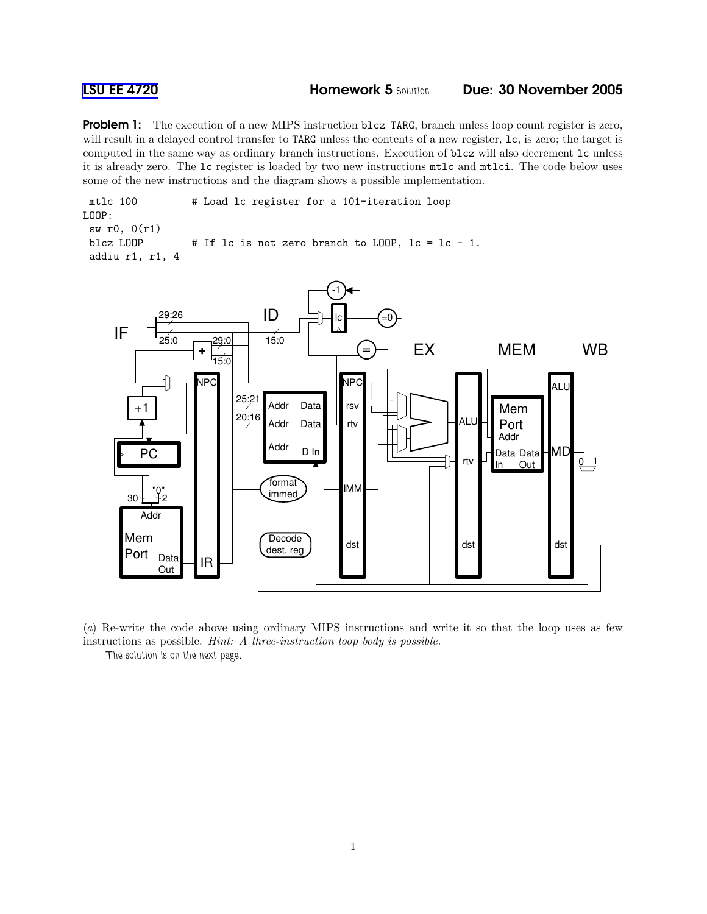**LSU EE 4720** **Homework 5** Solution **Due: 30 November 2005**

**Problem 1:** The execution of a new MIPS instruction `blcz TARG`, branch unless loop count register is zero, will result in a delayed control transfer to `TARG` unless the contents of a new register, `lc`, is zero; the target is computed in the same way as ordinary branch instructions. Execution of `blcz` will also decrement `lc` unless it is already zero. The `lc` register is loaded by two new instructions `mtlc` and `mtlci`. The code below uses some of the new instructions and the diagram shows a possible implementation.

```
 mtlc 100         # Load lc register for a 101-iteration loop
LOOP:
 sw r0, 0(r1)
 blcz LOOP        # If lc is not zero branch to LOOP, lc = lc - 1.
 addiu r1, r1, 4
```

(*a*) Re-write the code above using ordinary MIPS instructions and write it so that the loop uses as few instructions as possible. *Hint: A three-instruction loop body is possible.*

The solution is on the next page.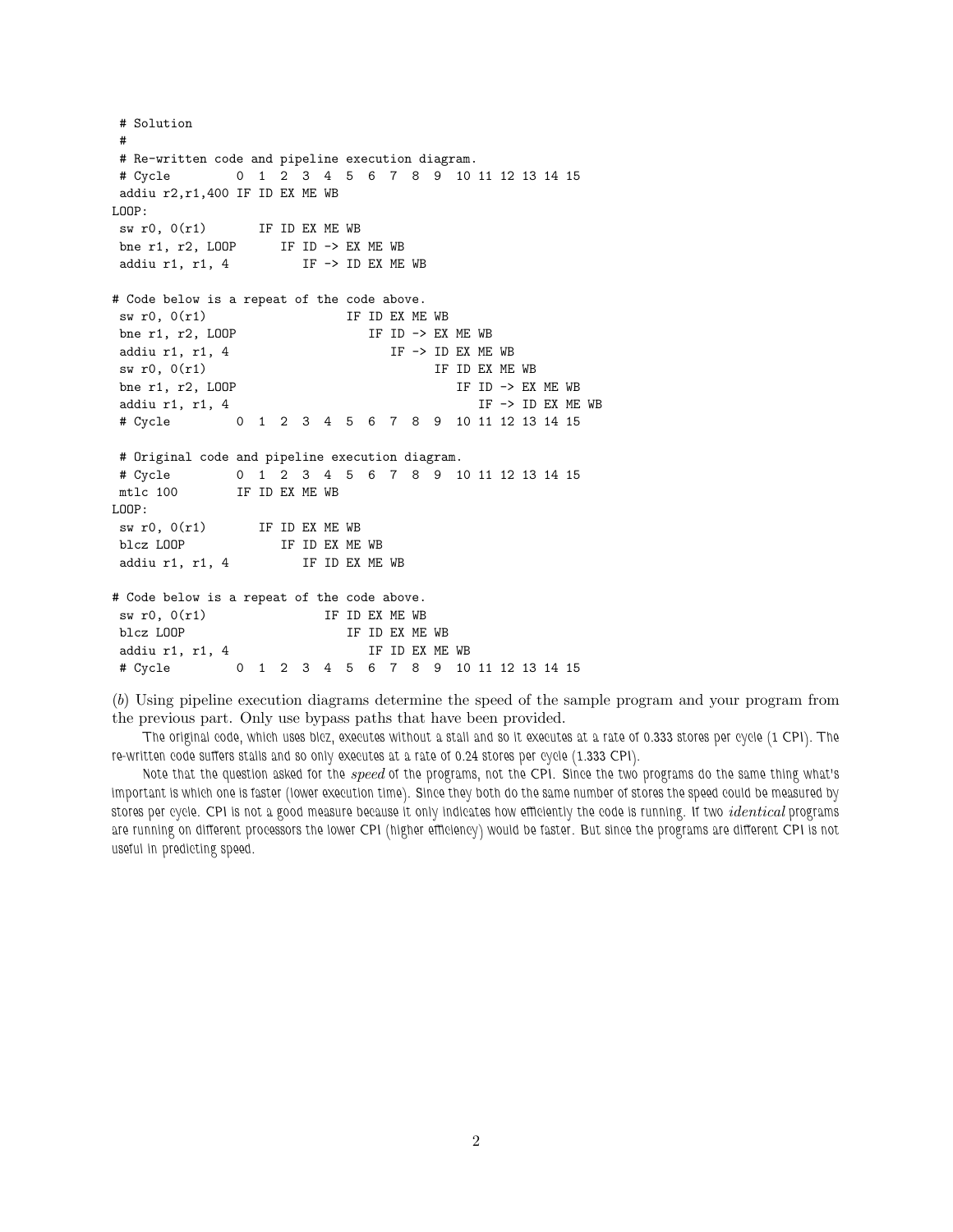```
 # Solution
 #
 # Re-written code and pipeline execution diagram.
 # Cycle         0  1  2  3  4  5  6  7  8  9  10 11 12 13 14 15
 addiu r2,r1,400 IF ID EX ME WB
LOOP:
 sw r0, 0(r1)       IF ID EX ME WB
 bne r1, r2, LOOP      IF ID -> EX ME WB
 addiu r1, r1, 4          IF -> ID EX ME WB

# Code below is a repeat of the code above.
 sw r0, 0(r1)                   IF ID EX ME WB
 bne r1, r2, LOOP                  IF ID -> EX ME WB
 addiu r1, r1, 4                      IF -> ID EX ME WB
 sw r0, 0(r1)                               IF ID EX ME WB
 bne r1, r2, LOOP                              IF ID -> EX ME WB
 addiu r1, r1, 4                                  IF -> ID EX ME WB
 # Cycle         0  1  2  3  4  5  6  7  8  9  10 11 12 13 14 15

 # Original code and pipeline execution diagram.
 # Cycle         0  1  2  3  4  5  6  7  8  9  10 11 12 13 14 15
 mtlc 100        IF ID EX ME WB
LOOP:
 sw r0, 0(r1)       IF ID EX ME WB
 blcz LOOP             IF ID EX ME WB
 addiu r1, r1, 4          IF ID EX ME WB

# Code below is a repeat of the code above.
 sw r0, 0(r1)                IF ID EX ME WB
 blcz LOOP                      IF ID EX ME WB
 addiu r1, r1, 4                   IF ID EX ME WB
 # Cycle         0  1  2  3  4  5  6  7  8  9  10 11 12 13 14 15
```

(*b*) Using pipeline execution diagrams determine the speed of the sample program and your program from the previous part. Only use bypass paths that have been provided.

The original code, which uses blcz, executes without a stall and so it executes at a rate of 0.333 stores per cycle (1 CPI). The re-written code suffers stalls and so only executes at a rate of 0.24 stores per cycle (1.333 CPI).

Note that the question asked for the *speed* of the programs, not the CPI. Since the two programs do the same thing what's important is which one is faster (lower execution time). Since they both do the same number of stores the speed could be measured by stores per cycle. CPI is not a good measure because it only indicates how efficiently the code is running. If two *identical* programs are running on different processors the lower CPI (higher efficiency) would be faster. But since the programs are different CPI is not useful in predicting speed.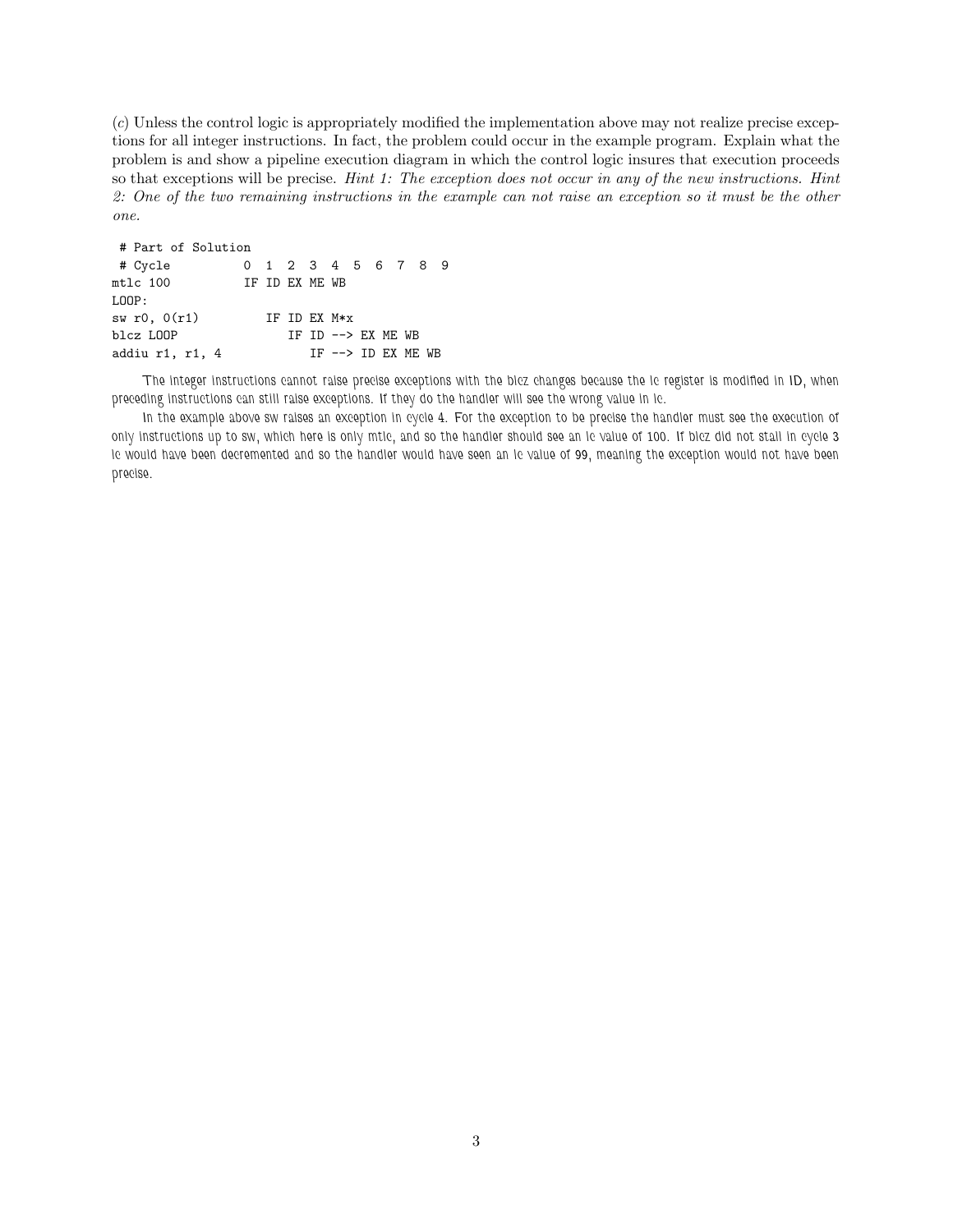(*c*) Unless the control logic is appropriately modified the implementation above may not realize precise exceptions for all integer instructions. In fact, the problem could occur in the example program. Explain what the problem is and show a pipeline execution diagram in which the control logic insures that execution proceeds so that exceptions will be precise. *Hint 1: The exception does not occur in any of the new instructions. Hint 2: One of the two remaining instructions in the example can not raise an exception so it must be the other one.*

```
 # Part of Solution
 # Cycle          0  1  2  3  4  5  6  7  8  9
mtlc 100          IF ID EX ME WB
LOOP:
sw r0, 0(r1)         IF ID EX M*x
blcz LOOP               IF ID --> EX ME WB
addiu r1, r1, 4            IF --> ID EX ME WB
```

The integer instructions cannot raise precise exceptions with the blcz changes because the lc register is modified in ID, when preceding instructions can still raise exceptions. If they do the handler will see the wrong value in lc.

In the example above sw raises an exception in cycle 4. For the exception to be precise the handler must see the execution of only instructions up to sw, which here is only mtlc, and so the handler should see an lc value of 100. If blcz did not stall in cycle 3 lc would have been decremented and so the handler would have seen an lc value of 99, meaning the exception would not have been precise.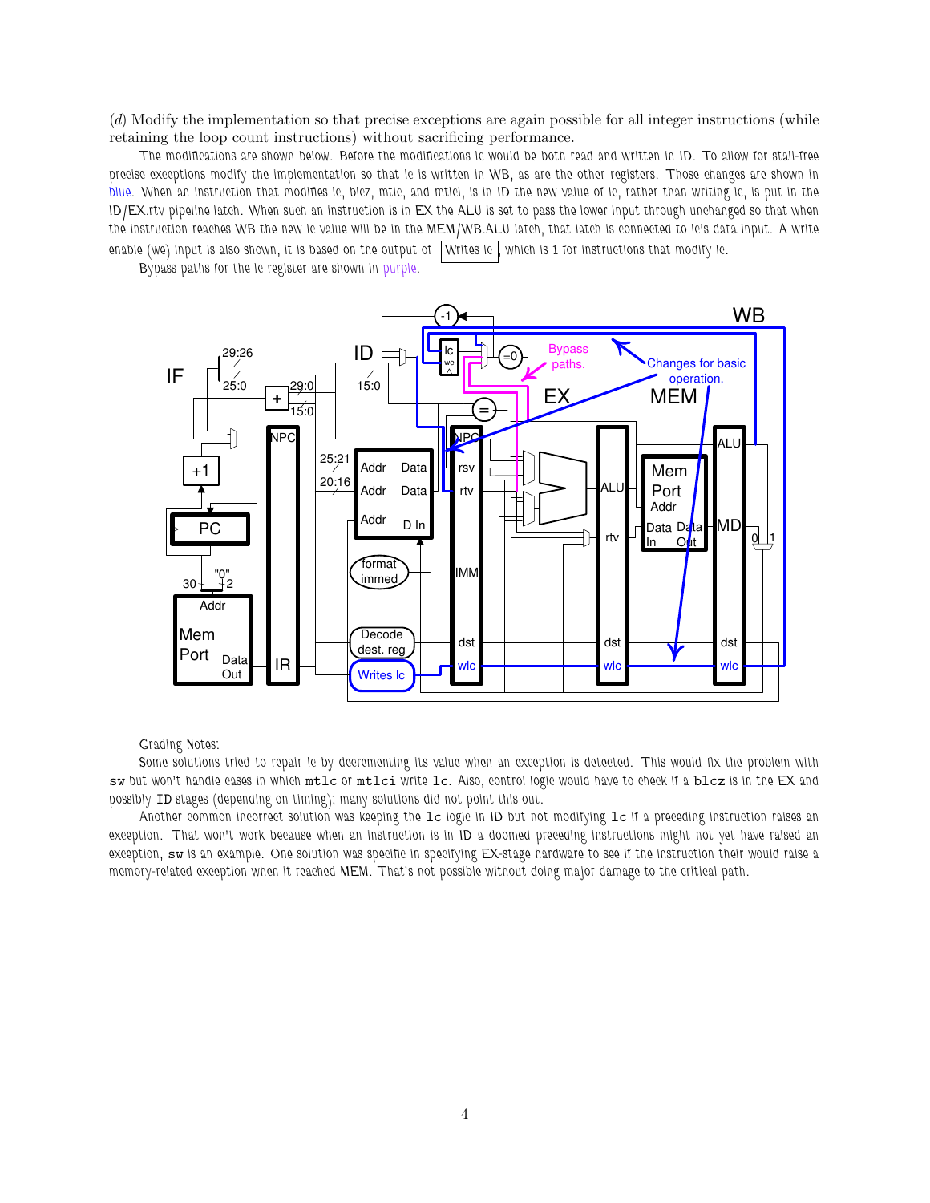(*d*) Modify the implementation so that precise exceptions are again possible for all integer instructions (while retaining the loop count instructions) without sacrificing performance.

The modifications are shown below. Before the modifications lc would be both read and written in ID. To allow for stall-free precise exceptions modify the implementation so that lc is written in WB, as are the other registers. Those changes are shown in blue. When an instruction that modifies lc, blcz, mtlc, and mtlci, is in ID the new value of lc, rather than writing lc, is put in the ID/EX.rtv pipeline latch. When such an instruction is in EX the ALU is set to pass the lower input through unchanged so that when the instruction reaches WB the new lc value will be in the MEM/WB.ALU latch, that latch is connected to lc's data input. A write enable (we) input is also shown, it is based on the output of Writes lc, which is 1 for instructions that modify lc.

Bypass paths for the lc register are shown in purple.

29:26
25:0
IF
ID
15:0
29:0
15:0
EX
MEM
WB
-1
lc
we
=0
=
Bypass paths.
Changes for basic operation.
NPC
+1
PC
30
"0"
2
Addr
Mem Port
Data Out
IR
25:21
20:16
Addr
Data
Addr
Data
Addr
D In
format immed
Decode dest. reg
Writes lc
NPC
rsv
rtv
IMM
dst
wlc
ALU
rtv
dst
wlc
Mem Port
Addr
Data In
Data Out
ALU
MD
dst
wlc
0
1

Grading Notes:

Some solutions tried to repair lc by decrementing its value when an exception is detected. This would fix the problem with `sw` but won't handle cases in which `mtlc` or `mtlci` write `lc`. Also, control logic would have to check if a `blcz` is in the EX and possibly ID stages (depending on timing); many solutions did not point this out.

Another common incorrect solution was keeping the `lc` logic in ID but not modifying `lc` if a preceding instruction raises an exception. That won't work because when an instruction is in ID a doomed preceding instructions might not yet have raised an exception, `sw` is an example. One solution was specific in specifying EX-stage hardware to see if the instruction their would raise a memory-related exception when it reached MEM. That's not possible without doing major damage to the critical path.